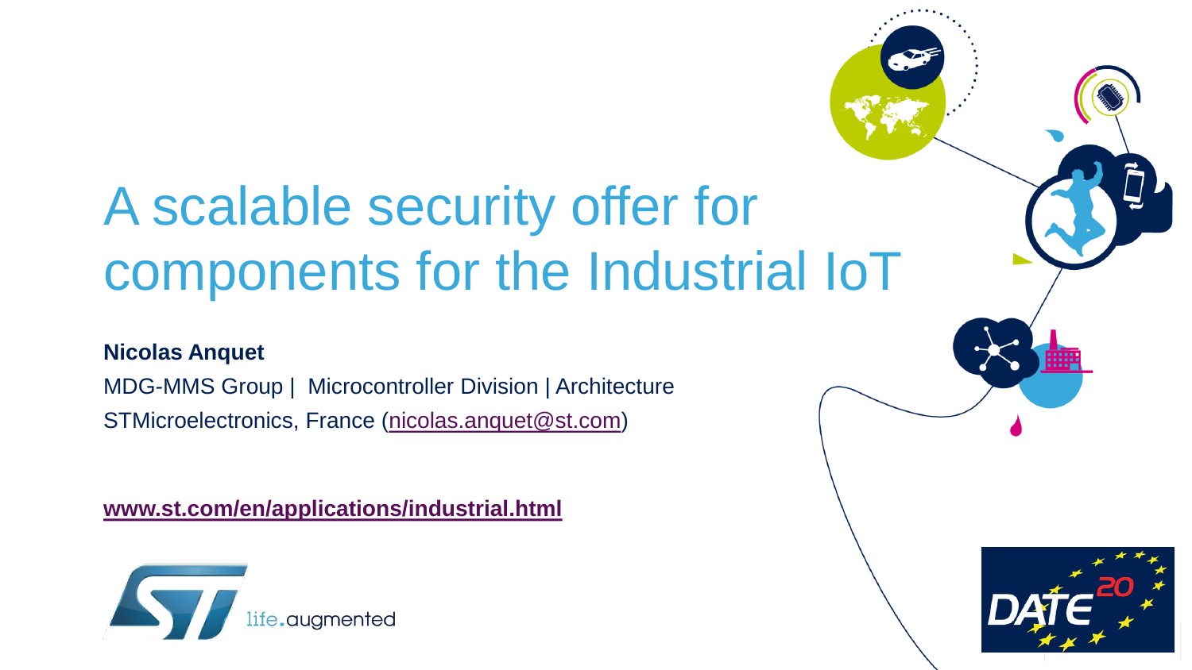# A scalable security offer for components for the Industrial IoT

**Nicolas Anquet**

MDG-MMS Group | Microcontroller Division | Architecture

STMicroelectronics, France (nicolas.anquet@st.com)

**www.st.com/en/applications/industrial.html**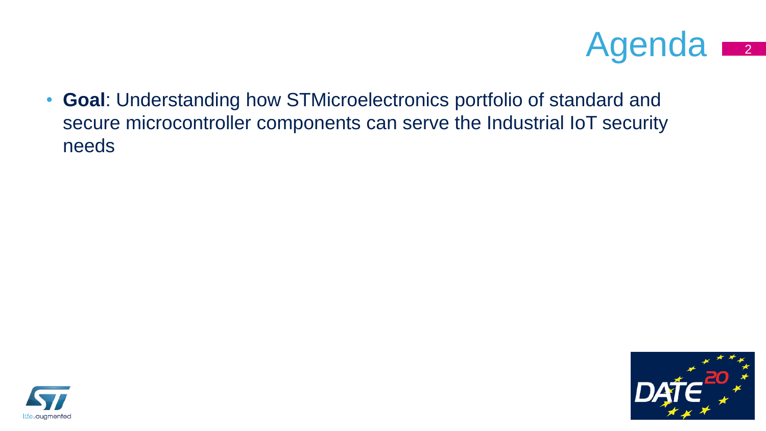# Agenda

- **Goal**: Understanding how STMicroelectronics portfolio of standard and secure microcontroller components can serve the Industrial IoT security needs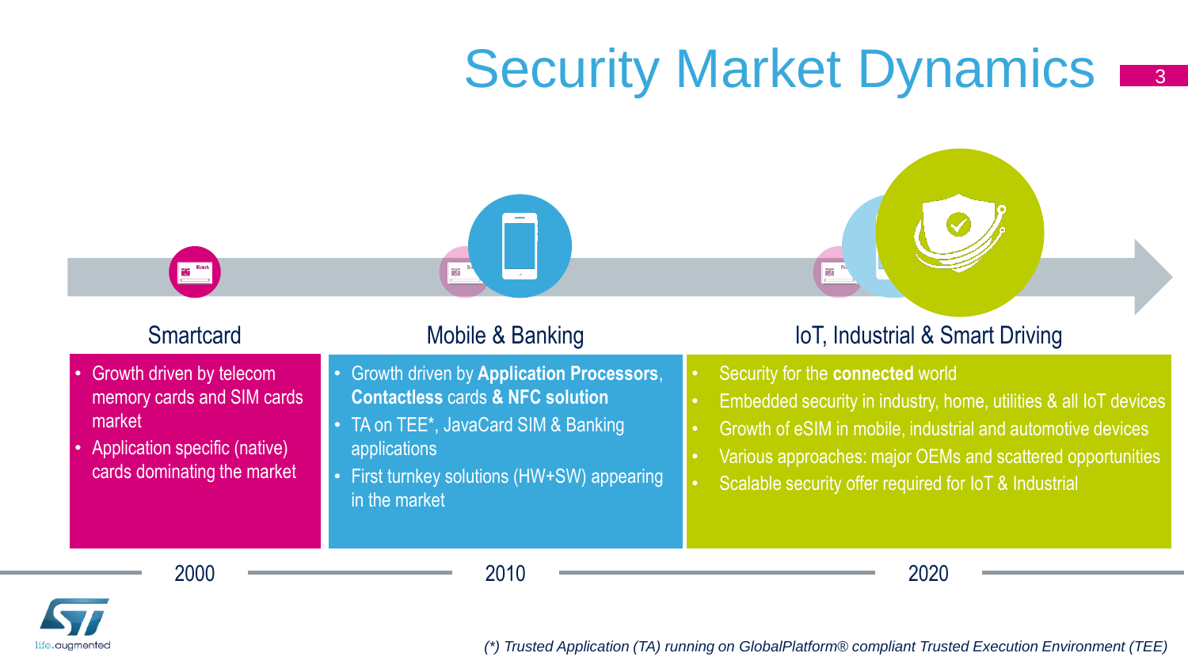# Security Market Dynamics

## Smartcard

- Growth driven by telecom memory cards and SIM cards market
- Application specific (native) cards dominating the market

## Mobile & Banking

- Growth driven by **Application Processors**, **Contactless** cards **& NFC solution**
- TA on TEE*, JavaCard SIM & Banking applications
- First turnkey solutions (HW+SW) appearing in the market

## IoT, Industrial & Smart Driving

- Security for the **connected** world
- Embedded security in industry, home, utilities & all IoT devices
- Growth of eSIM in mobile, industrial and automotive devices
- Various approaches: major OEMs and scattered opportunities
- Scalable security offer required for IoT & Industrial

2000 — 2010 — 2020

*(\*) Trusted Application (TA) running on GlobalPlatform® compliant Trusted Execution Environment (TEE)*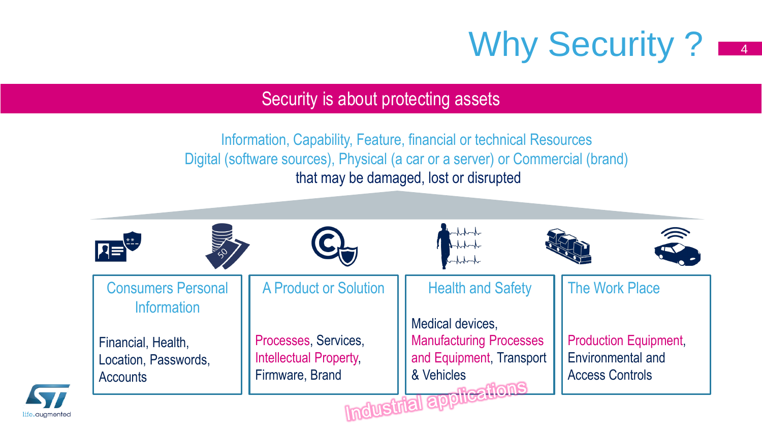# Why Security ?

## Security is about protecting assets

Information, Capability, Feature, financial or technical Resources
Digital (software sources), Physical (a car or a server) or Commercial (brand)
that may be damaged, lost or disrupted

### Consumers Personal Information

Financial, Health, Location, Passwords, Accounts

### A Product or Solution

Processes, Services, Intellectual Property, Firmware, Brand

### Health and Safety

Medical devices, Manufacturing Processes and Equipment, Transport & Vehicles

### The Work Place

Production Equipment, Environmental and Access Controls

Industrial applications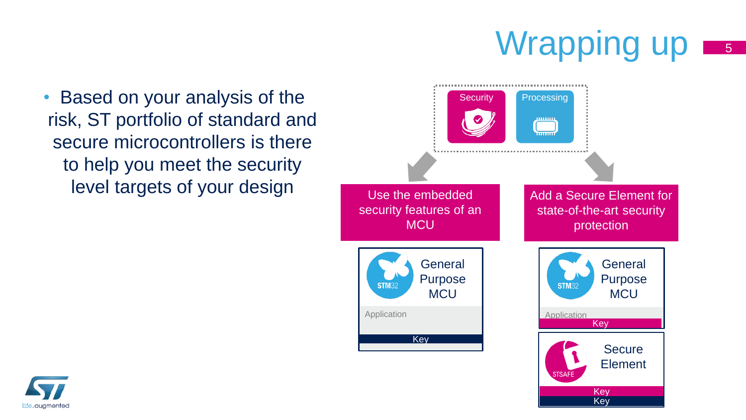# Wrapping up

- Based on your analysis of the risk, ST portfolio of standard and secure microcontrollers is there to help you meet the security level targets of your design

Security | Processing

**Use the embedded security features of an MCU**

STM32 — General Purpose MCU

Application

Key

**Add a Secure Element for state-of-the-art security protection**

STM32 — General Purpose MCU

Application

Key

STSAFE — Secure Element

Key

Key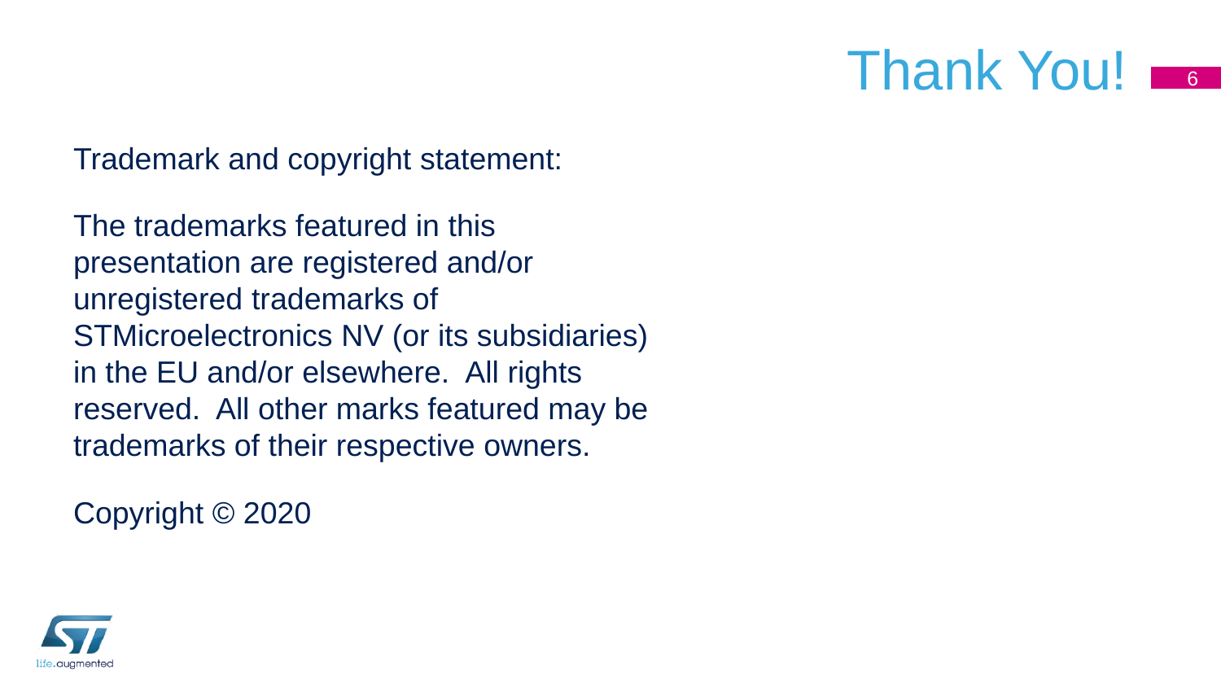# Thank You!

Trademark and copyright statement:

The trademarks featured in this presentation are registered and/or unregistered trademarks of STMicroelectronics NV (or its subsidiaries) in the EU and/or elsewhere. All rights reserved. All other marks featured may be trademarks of their respective owners.

Copyright © 2020